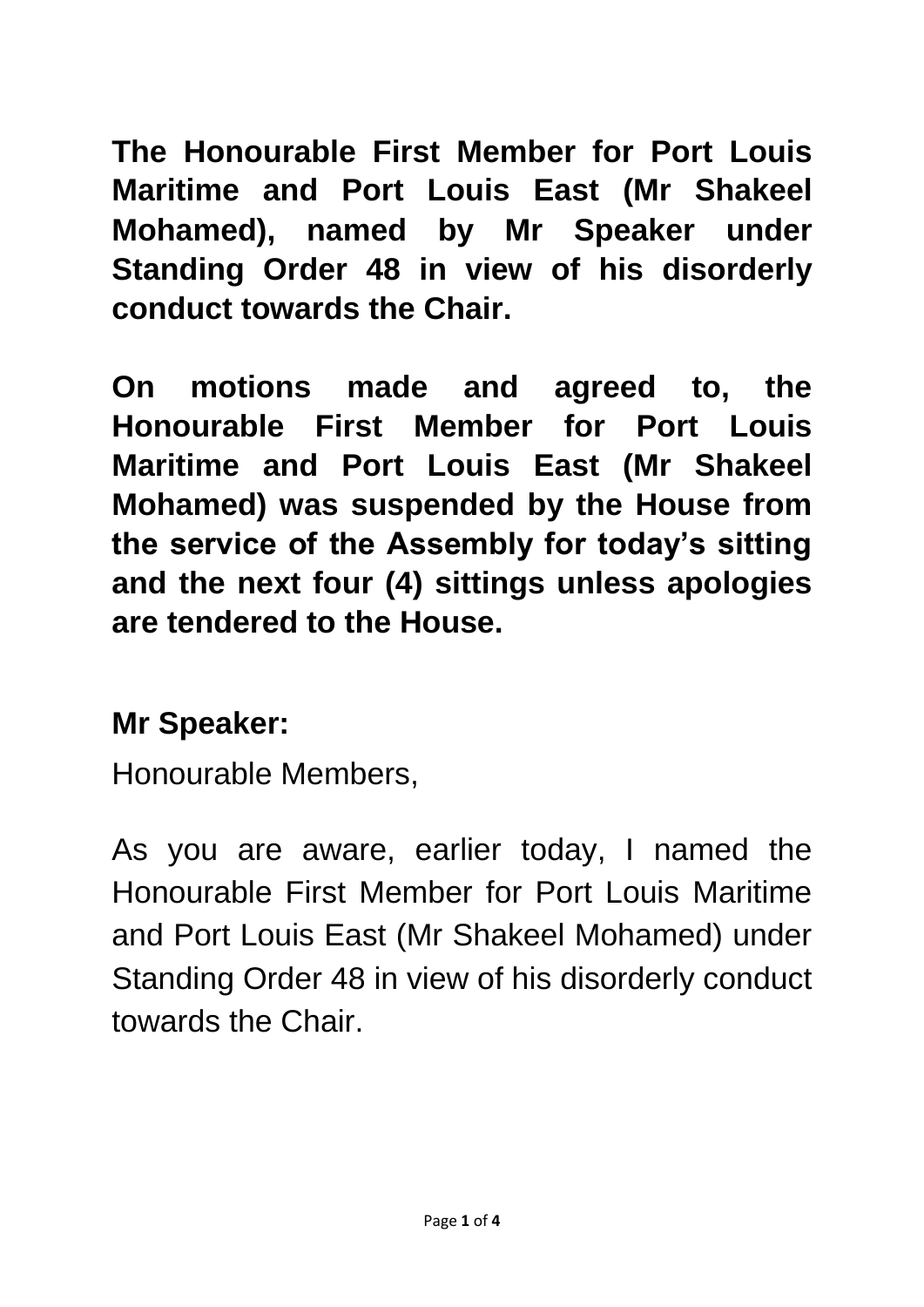**The Honourable First Member for Port Louis Maritime and Port Louis East (Mr Shakeel Mohamed), named by Mr Speaker under Standing Order 48 in view of his disorderly conduct towards the Chair.**

**On motions made and agreed to, the Honourable First Member for Port Louis Maritime and Port Louis East (Mr Shakeel Mohamed) was suspended by the House from the service of the Assembly for today's sitting and the next four (4) sittings unless apologies are tendered to the House.**

**Mr Speaker:**

Honourable Members,

As you are aware, earlier today, I named the Honourable First Member for Port Louis Maritime and Port Louis East (Mr Shakeel Mohamed) under Standing Order 48 in view of his disorderly conduct towards the Chair.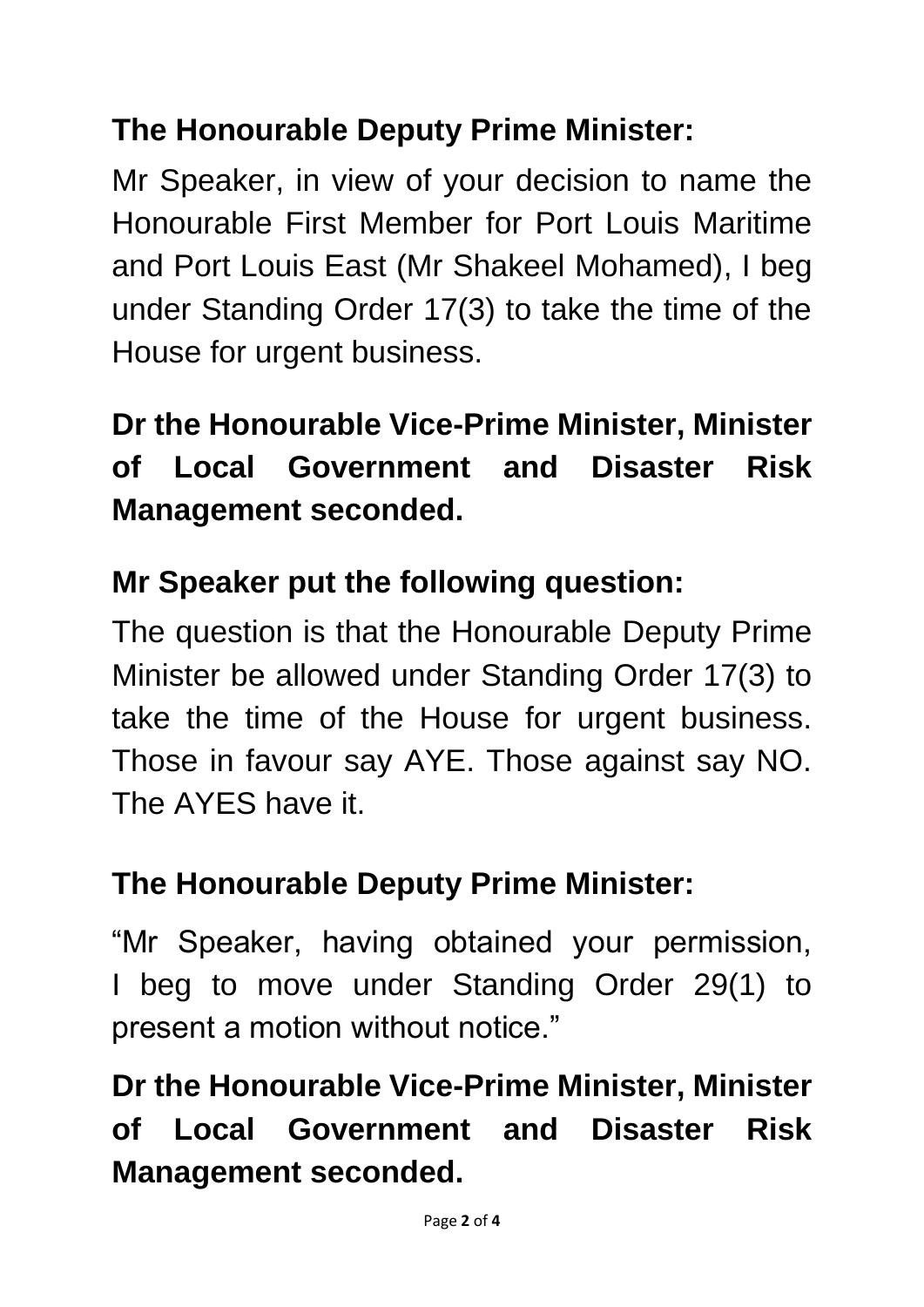**The Honourable Deputy Prime Minister:**

Mr Speaker, in view of your decision to name the Honourable First Member for Port Louis Maritime and Port Louis East (Mr Shakeel Mohamed), I beg under Standing Order 17(3) to take the time of the House for urgent business.

**Dr the Honourable Vice-Prime Minister, Minister of Local Government and Disaster Risk Management seconded.**

**Mr Speaker put the following question:**

The question is that the Honourable Deputy Prime Minister be allowed under Standing Order 17(3) to take the time of the House for urgent business. Those in favour say AYE. Those against say NO. The AYES have it.

**The Honourable Deputy Prime Minister:**

"Mr Speaker, having obtained your permission, I beg to move under Standing Order 29(1) to present a motion without notice."

**Dr the Honourable Vice-Prime Minister, Minister of Local Government and Disaster Risk Management seconded.**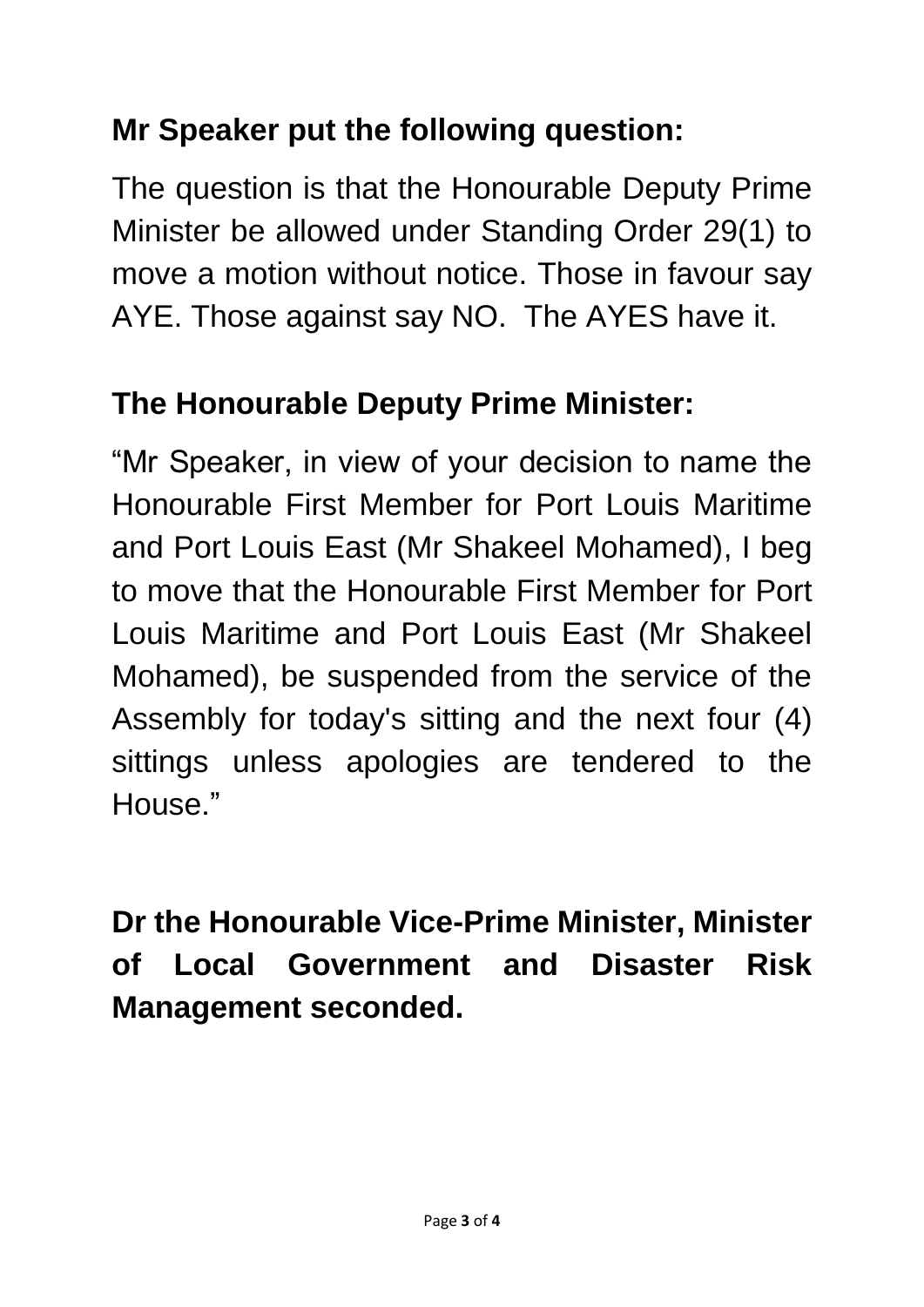**Mr Speaker put the following question:**

The question is that the Honourable Deputy Prime Minister be allowed under Standing Order 29(1) to move a motion without notice. Those in favour say AYE. Those against say NO. The AYES have it.

**The Honourable Deputy Prime Minister:**

"Mr Speaker, in view of your decision to name the Honourable First Member for Port Louis Maritime and Port Louis East (Mr Shakeel Mohamed), I beg to move that the Honourable First Member for Port Louis Maritime and Port Louis East (Mr Shakeel Mohamed), be suspended from the service of the Assembly for today's sitting and the next four (4) sittings unless apologies are tendered to the House."

**Dr the Honourable Vice-Prime Minister, Minister of Local Government and Disaster Risk Management seconded.**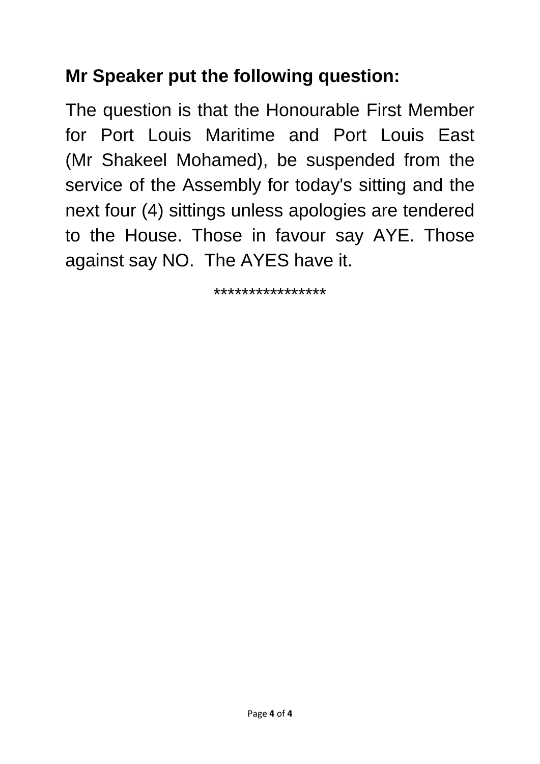**Mr Speaker put the following question:**

The question is that the Honourable First Member for Port Louis Maritime and Port Louis East (Mr Shakeel Mohamed), be suspended from the service of the Assembly for today's sitting and the next four (4) sittings unless apologies are tendered to the House. Those in favour say AYE. Those against say NO. The AYES have it.

****************